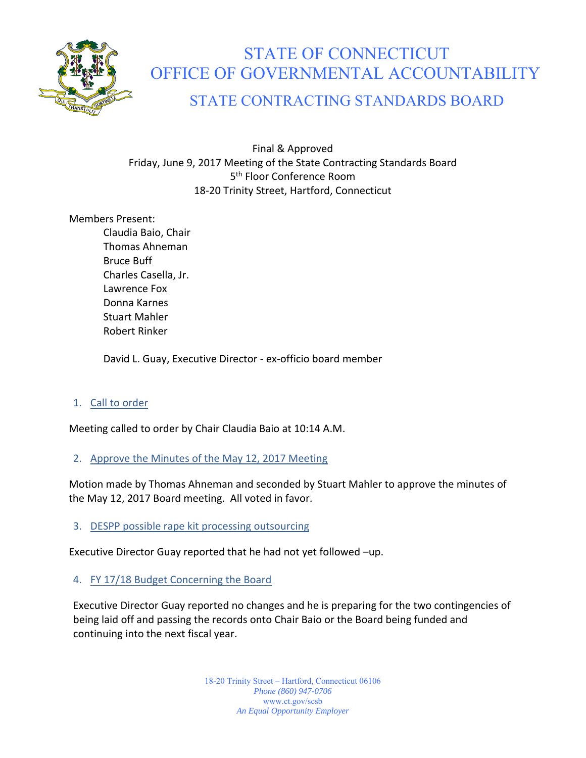# STATE OF CONNECTICUT
# OFFICE OF GOVERNMENTAL ACCOUNTABILITY
## STATE CONTRACTING STANDARDS BOARD

Final & Approved
Friday, June 9, 2017 Meeting of the State Contracting Standards Board
5th Floor Conference Room
18-20 Trinity Street, Hartford, Connecticut

Members Present:

- Claudia Baio, Chair
- Thomas Ahneman
- Bruce Buff
- Charles Casella, Jr.
- Lawrence Fox
- Donna Karnes
- Stuart Mahler
- Robert Rinker

David L. Guay, Executive Director - ex-officio board member

1. Call to order

Meeting called to order by Chair Claudia Baio at 10:14 A.M.

2. Approve the Minutes of the May 12, 2017 Meeting

Motion made by Thomas Ahneman and seconded by Stuart Mahler to approve the minutes of the May 12, 2017 Board meeting. All voted in favor.

3. DESPP possible rape kit processing outsourcing

Executive Director Guay reported that he had not yet followed –up.

4. FY 17/18 Budget Concerning the Board

Executive Director Guay reported no changes and he is preparing for the two contingencies of being laid off and passing the records onto Chair Baio or the Board being funded and continuing into the next fiscal year.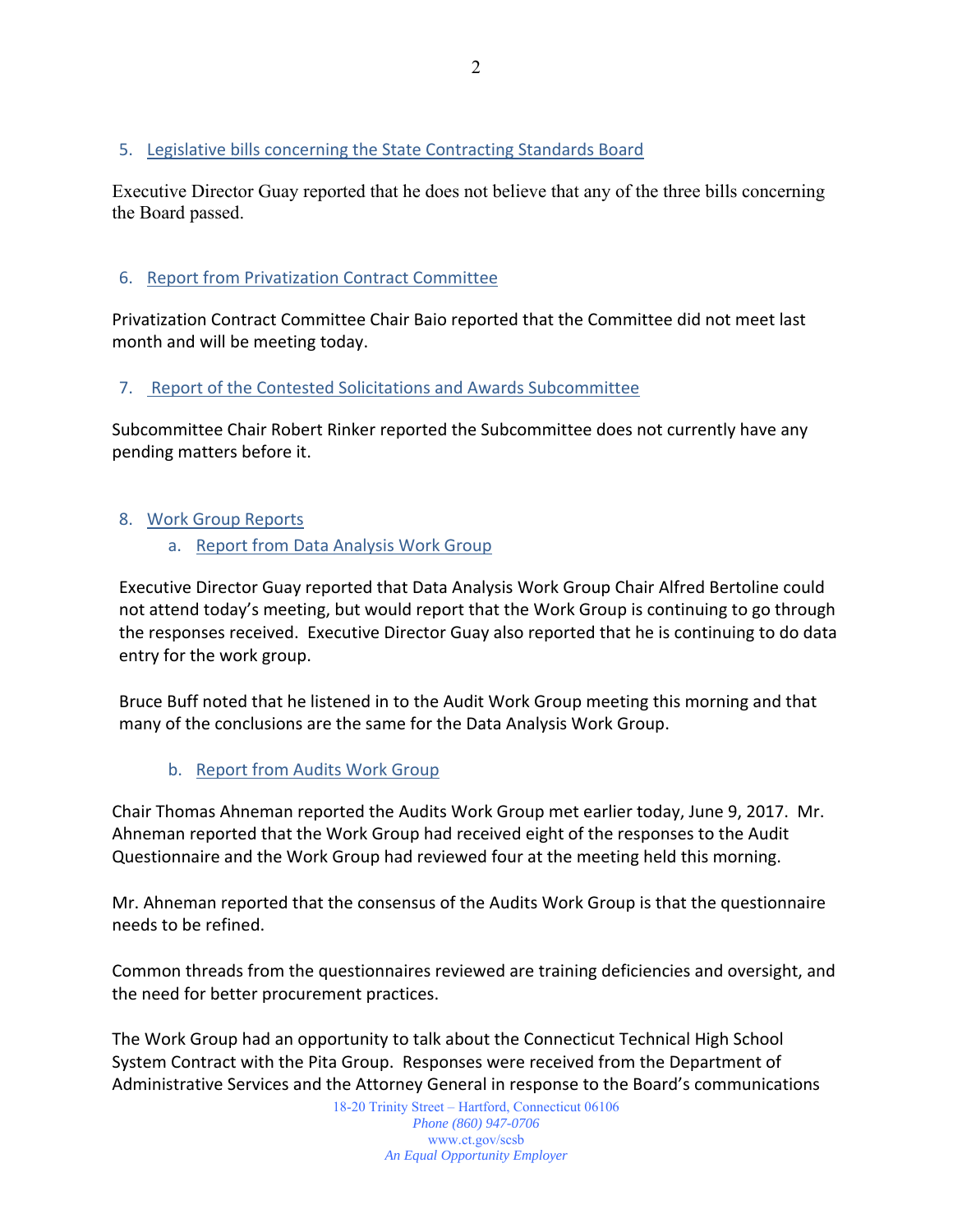5. Legislative bills concerning the State Contracting Standards Board

Executive Director Guay reported that he does not believe that any of the three bills concerning the Board passed.

6. Report from Privatization Contract Committee

Privatization Contract Committee Chair Baio reported that the Committee did not meet last month and will be meeting today.

7. Report of the Contested Solicitations and Awards Subcommittee

Subcommittee Chair Robert Rinker reported the Subcommittee does not currently have any pending matters before it.

8. Work Group Reports
    a. Report from Data Analysis Work Group

Executive Director Guay reported that Data Analysis Work Group Chair Alfred Bertoline could not attend today's meeting, but would report that the Work Group is continuing to go through the responses received. Executive Director Guay also reported that he is continuing to do data entry for the work group.

Bruce Buff noted that he listened in to the Audit Work Group meeting this morning and that many of the conclusions are the same for the Data Analysis Work Group.

    b. Report from Audits Work Group

Chair Thomas Ahneman reported the Audits Work Group met earlier today, June 9, 2017. Mr. Ahneman reported that the Work Group had received eight of the responses to the Audit Questionnaire and the Work Group had reviewed four at the meeting held this morning.

Mr. Ahneman reported that the consensus of the Audits Work Group is that the questionnaire needs to be refined.

Common threads from the questionnaires reviewed are training deficiencies and oversight, and the need for better procurement practices.

The Work Group had an opportunity to talk about the Connecticut Technical High School System Contract with the Pita Group. Responses were received from the Department of Administrative Services and the Attorney General in response to the Board's communications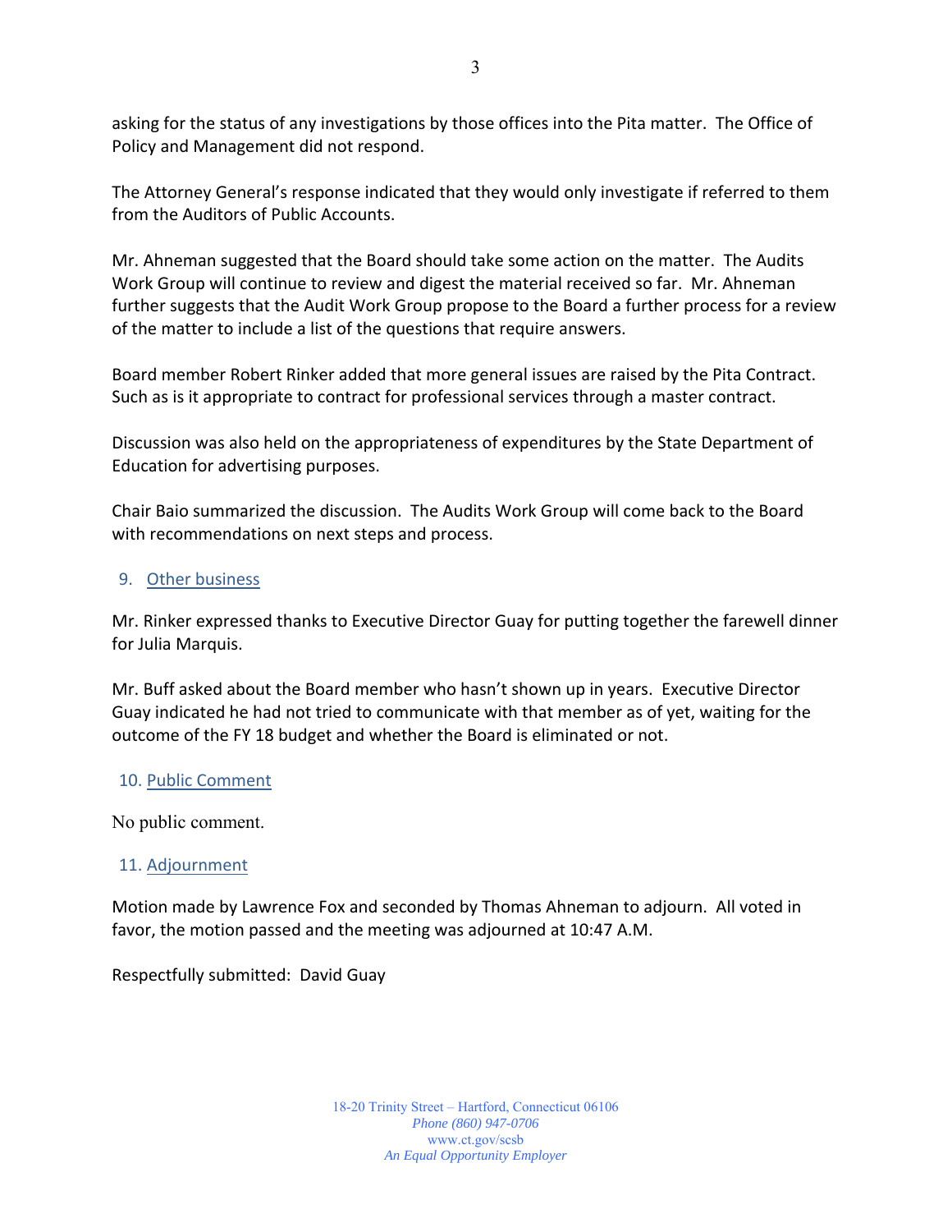asking for the status of any investigations by those offices into the Pita matter. The Office of Policy and Management did not respond.

The Attorney General's response indicated that they would only investigate if referred to them from the Auditors of Public Accounts.

Mr. Ahneman suggested that the Board should take some action on the matter. The Audits Work Group will continue to review and digest the material received so far. Mr. Ahneman further suggests that the Audit Work Group propose to the Board a further process for a review of the matter to include a list of the questions that require answers.

Board member Robert Rinker added that more general issues are raised by the Pita Contract. Such as is it appropriate to contract for professional services through a master contract.

Discussion was also held on the appropriateness of expenditures by the State Department of Education for advertising purposes.

Chair Baio summarized the discussion. The Audits Work Group will come back to the Board with recommendations on next steps and process.

## 9. Other business

Mr. Rinker expressed thanks to Executive Director Guay for putting together the farewell dinner for Julia Marquis.

Mr. Buff asked about the Board member who hasn't shown up in years. Executive Director Guay indicated he had not tried to communicate with that member as of yet, waiting for the outcome of the FY 18 budget and whether the Board is eliminated or not.

## 10. Public Comment

No public comment.

## 11. Adjournment

Motion made by Lawrence Fox and seconded by Thomas Ahneman to adjourn. All voted in favor, the motion passed and the meeting was adjourned at 10:47 A.M.

Respectfully submitted: David Guay

18-20 Trinity Street – Hartford, Connecticut 06106
*Phone (860) 947-0706*
www.ct.gov/scsb
*An Equal Opportunity Employer*